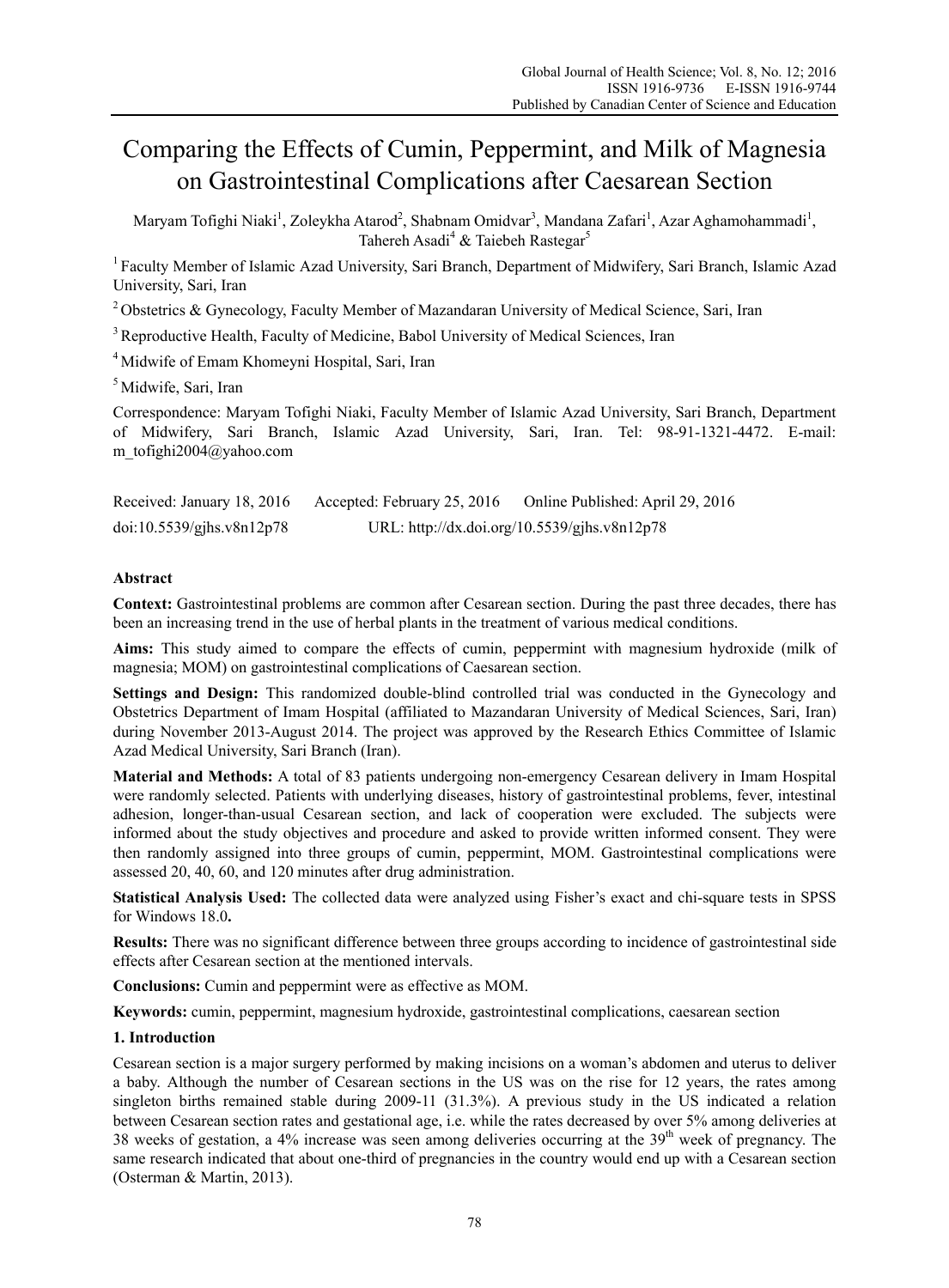# Comparing the Effects of Cumin, Peppermint, and Milk of Magnesia on Gastrointestinal Complications after Caesarean Section

Maryam Tofighi Niaki[1], Zoleykha Atarod[2], Shabnam Omidvar[3], Mandana Zafari[1], Azar Aghamohammadi[1], Tahereh Asadi[4] & Taiebeh Rastegar[5]

[1] Faculty Member of Islamic Azad University, Sari Branch, Department of Midwifery, Sari Branch, Islamic Azad University, Sari, Iran

[2] Obstetrics & Gynecology, Faculty Member of Mazandaran University of Medical Science, Sari, Iran

[3] Reproductive Health, Faculty of Medicine, Babol University of Medical Sciences, Iran

[4] Midwife of Emam Khomeyni Hospital, Sari, Iran

[5] Midwife, Sari, Iran

Correspondence: Maryam Tofighi Niaki, Faculty Member of Islamic Azad University, Sari Branch, Department of Midwifery, Sari Branch, Islamic Azad University, Sari, Iran. Tel: 98-91-1321-4472. E-mail: m_tofighi2004@yahoo.com

Received: January 18, 2016 Accepted: February 25, 2016 Online Published: April 29, 2016

doi:10.5539/gjhs.v8n12p78 URL: http://dx.doi.org/10.5539/gjhs.v8n12p78

## Abstract

**Context:** Gastrointestinal problems are common after Cesarean section. During the past three decades, there has been an increasing trend in the use of herbal plants in the treatment of various medical conditions.

**Aims:** This study aimed to compare the effects of cumin, peppermint with magnesium hydroxide (milk of magnesia; MOM) on gastrointestinal complications of Caesarean section.

**Settings and Design:** This randomized double-blind controlled trial was conducted in the Gynecology and Obstetrics Department of Imam Hospital (affiliated to Mazandaran University of Medical Sciences, Sari, Iran) during November 2013-August 2014. The project was approved by the Research Ethics Committee of Islamic Azad Medical University, Sari Branch (Iran).

**Material and Methods:** A total of 83 patients undergoing non-emergency Cesarean delivery in Imam Hospital were randomly selected. Patients with underlying diseases, history of gastrointestinal problems, fever, intestinal adhesion, longer-than-usual Cesarean section, and lack of cooperation were excluded. The subjects were informed about the study objectives and procedure and asked to provide written informed consent. They were then randomly assigned into three groups of cumin, peppermint, MOM. Gastrointestinal complications were assessed 20, 40, 60, and 120 minutes after drug administration.

**Statistical Analysis Used:** The collected data were analyzed using Fisher's exact and chi-square tests in SPSS for Windows 18.0**.**

**Results:** There was no significant difference between three groups according to incidence of gastrointestinal side effects after Cesarean section at the mentioned intervals.

**Conclusions:** Cumin and peppermint were as effective as MOM.

**Keywords:** cumin, peppermint, magnesium hydroxide, gastrointestinal complications, caesarean section

## 1. Introduction

Cesarean section is a major surgery performed by making incisions on a woman's abdomen and uterus to deliver a baby. Although the number of Cesarean sections in the US was on the rise for 12 years, the rates among singleton births remained stable during 2009-11 (31.3%). A previous study in the US indicated a relation between Cesarean section rates and gestational age, i.e. while the rates decreased by over 5% among deliveries at 38 weeks of gestation, a 4% increase was seen among deliveries occurring at the $39^{th}$ week of pregnancy. The same research indicated that about one-third of pregnancies in the country would end up with a Cesarean section (Osterman & Martin, 2013).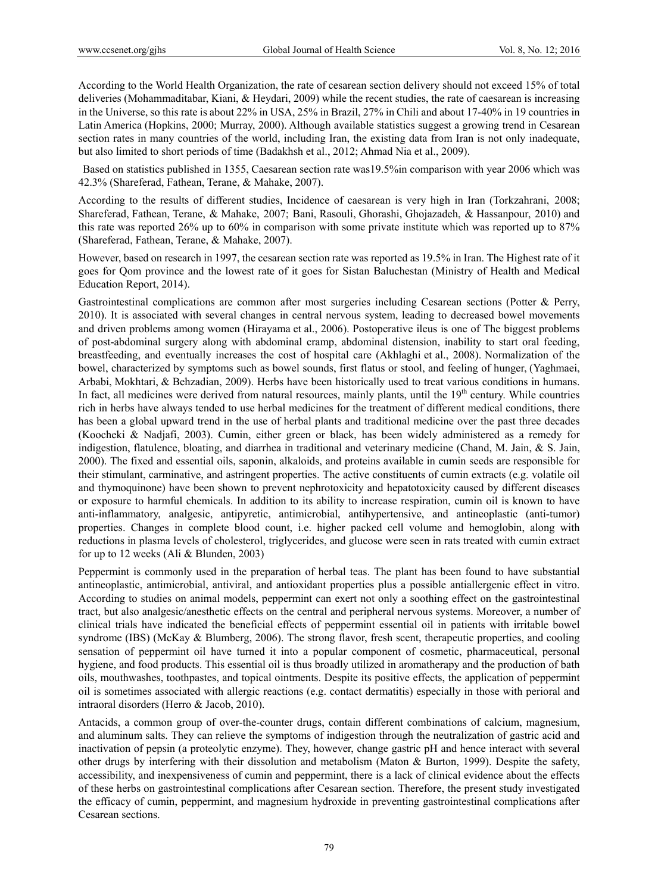According to the World Health Organization, the rate of cesarean section delivery should not exceed 15% of total deliveries (Mohammaditabar, Kiani, & Heydari, 2009) while the recent studies, the rate of caesarean is increasing in the Universe, so this rate is about 22% in USA, 25% in Brazil, 27% in Chili and about 17-40% in 19 countries in Latin America (Hopkins, 2000; Murray, 2000). Although available statistics suggest a growing trend in Cesarean section rates in many countries of the world, including Iran, the existing data from Iran is not only inadequate, but also limited to short periods of time (Badakhsh et al., 2012; Ahmad Nia et al., 2009).

Based on statistics published in 1355, Caesarean section rate was19.5%in comparison with year 2006 which was 42.3% (Shareferad, Fathean, Terane, & Mahake, 2007).

According to the results of different studies, Incidence of caesarean is very high in Iran (Torkzahrani, 2008; Shareferad, Fathean, Terane, & Mahake, 2007; Bani, Rasouli, Ghorashi, Ghojazadeh, & Hassanpour, 2010) and this rate was reported 26% up to 60% in comparison with some private institute which was reported up to 87% (Shareferad, Fathean, Terane, & Mahake, 2007).

However, based on research in 1997, the cesarean section rate was reported as 19.5% in Iran. The Highest rate of it goes for Qom province and the lowest rate of it goes for Sistan Baluchestan (Ministry of Health and Medical Education Report, 2014).

Gastrointestinal complications are common after most surgeries including Cesarean sections (Potter & Perry, 2010). It is associated with several changes in central nervous system, leading to decreased bowel movements and driven problems among women (Hirayama et al., 2006). Postoperative ileus is one of The biggest problems of post-abdominal surgery along with abdominal cramp, abdominal distension, inability to start oral feeding, breastfeeding, and eventually increases the cost of hospital care (Akhlaghi et al., 2008). Normalization of the bowel, characterized by symptoms such as bowel sounds, first flatus or stool, and feeling of hunger, (Yaghmaei, Arbabi, Mokhtari, & Behzadian, 2009). Herbs have been historically used to treat various conditions in humans. In fact, all medicines were derived from natural resources, mainly plants, until the 19th century. While countries rich in herbs have always tended to use herbal medicines for the treatment of different medical conditions, there has been a global upward trend in the use of herbal plants and traditional medicine over the past three decades (Koocheki & Nadjafi, 2003). Cumin, either green or black, has been widely administered as a remedy for indigestion, flatulence, bloating, and diarrhea in traditional and veterinary medicine (Chand, M. Jain, & S. Jain, 2000). The fixed and essential oils, saponin, alkaloids, and proteins available in cumin seeds are responsible for their stimulant, carminative, and astringent properties. The active constituents of cumin extracts (e.g. volatile oil and thymoquinone) have been shown to prevent nephrotoxicity and hepatotoxicity caused by different diseases or exposure to harmful chemicals. In addition to its ability to increase respiration, cumin oil is known to have anti-inflammatory, analgesic, antipyretic, antimicrobial, antihypertensive, and antineoplastic (anti-tumor) properties. Changes in complete blood count, i.e. higher packed cell volume and hemoglobin, along with reductions in plasma levels of cholesterol, triglycerides, and glucose were seen in rats treated with cumin extract for up to 12 weeks (Ali & Blunden, 2003)

Peppermint is commonly used in the preparation of herbal teas. The plant has been found to have substantial antineoplastic, antimicrobial, antiviral, and antioxidant properties plus a possible antiallergenic effect in vitro. According to studies on animal models, peppermint can exert not only a soothing effect on the gastrointestinal tract, but also analgesic/anesthetic effects on the central and peripheral nervous systems. Moreover, a number of clinical trials have indicated the beneficial effects of peppermint essential oil in patients with irritable bowel syndrome (IBS) (McKay & Blumberg, 2006). The strong flavor, fresh scent, therapeutic properties, and cooling sensation of peppermint oil have turned it into a popular component of cosmetic, pharmaceutical, personal hygiene, and food products. This essential oil is thus broadly utilized in aromatherapy and the production of bath oils, mouthwashes, toothpastes, and topical ointments. Despite its positive effects, the application of peppermint oil is sometimes associated with allergic reactions (e.g. contact dermatitis) especially in those with perioral and intraoral disorders (Herro & Jacob, 2010).

Antacids, a common group of over-the-counter drugs, contain different combinations of calcium, magnesium, and aluminum salts. They can relieve the symptoms of indigestion through the neutralization of gastric acid and inactivation of pepsin (a proteolytic enzyme). They, however, change gastric pH and hence interact with several other drugs by interfering with their dissolution and metabolism (Maton & Burton, 1999). Despite the safety, accessibility, and inexpensiveness of cumin and peppermint, there is a lack of clinical evidence about the effects of these herbs on gastrointestinal complications after Cesarean section. Therefore, the present study investigated the efficacy of cumin, peppermint, and magnesium hydroxide in preventing gastrointestinal complications after Cesarean sections.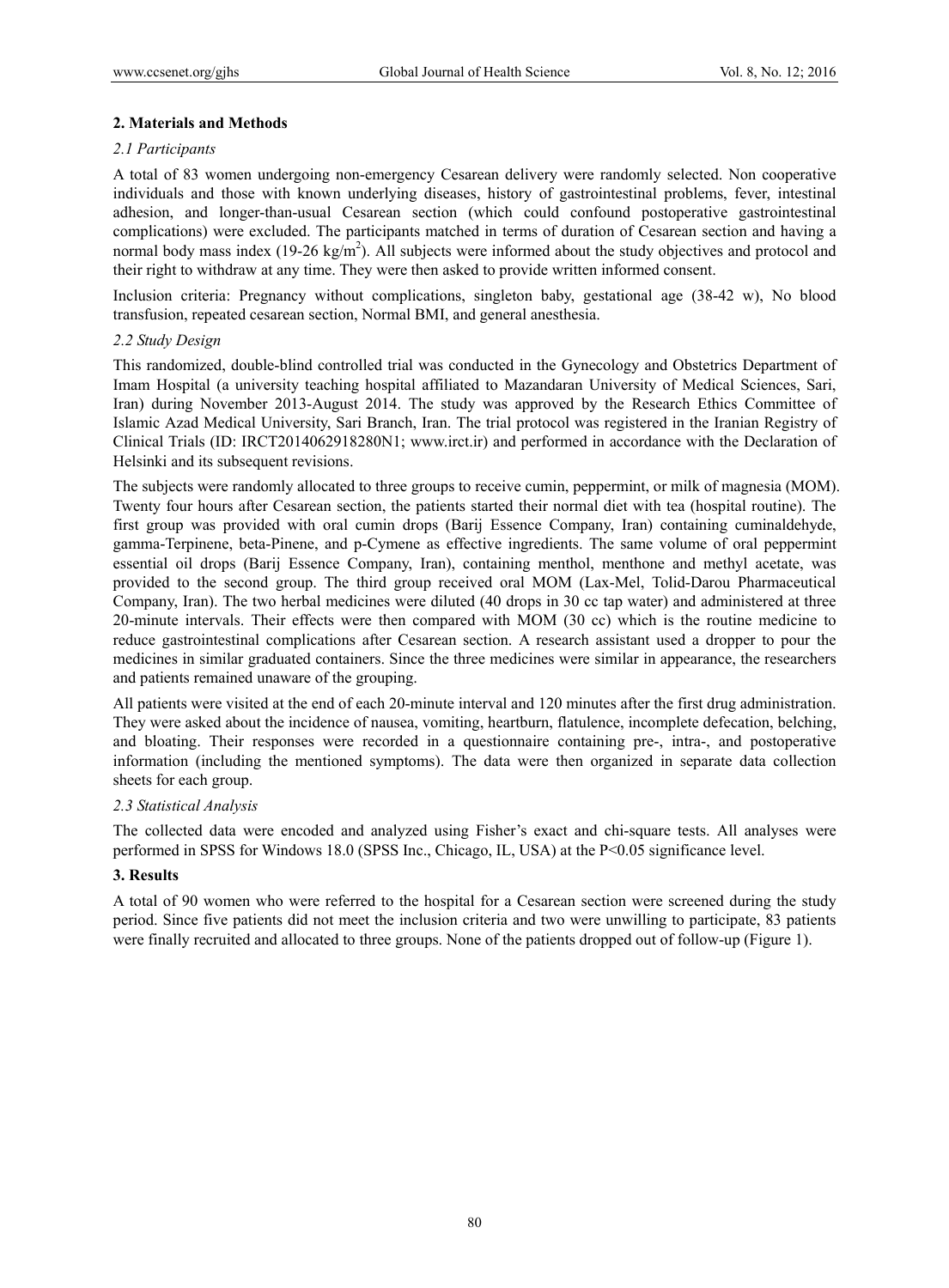## 2. Materials and Methods

### *2.1 Participants*

A total of 83 women undergoing non-emergency Cesarean delivery were randomly selected. Non cooperative individuals and those with known underlying diseases, history of gastrointestinal problems, fever, intestinal adhesion, and longer-than-usual Cesarean section (which could confound postoperative gastrointestinal complications) were excluded. The participants matched in terms of duration of Cesarean section and having a normal body mass index (19-26 kg/m$^2$). All subjects were informed about the study objectives and protocol and their right to withdraw at any time. They were then asked to provide written informed consent.

Inclusion criteria: Pregnancy without complications, singleton baby, gestational age (38-42 w), No blood transfusion, repeated cesarean section, Normal BMI, and general anesthesia.

### *2.2 Study Design*

This randomized, double-blind controlled trial was conducted in the Gynecology and Obstetrics Department of Imam Hospital (a university teaching hospital affiliated to Mazandaran University of Medical Sciences, Sari, Iran) during November 2013-August 2014. The study was approved by the Research Ethics Committee of Islamic Azad Medical University, Sari Branch, Iran. The trial protocol was registered in the Iranian Registry of Clinical Trials (ID: IRCT2014062918280N1; www.irct.ir) and performed in accordance with the Declaration of Helsinki and its subsequent revisions.

The subjects were randomly allocated to three groups to receive cumin, peppermint, or milk of magnesia (MOM). Twenty four hours after Cesarean section, the patients started their normal diet with tea (hospital routine). The first group was provided with oral cumin drops (Barij Essence Company, Iran) containing cuminaldehyde, gamma-Terpinene, beta-Pinene, and p-Cymene as effective ingredients. The same volume of oral peppermint essential oil drops (Barij Essence Company, Iran), containing menthol, menthone and methyl acetate, was provided to the second group. The third group received oral MOM (Lax-Mel, Tolid-Darou Pharmaceutical Company, Iran). The two herbal medicines were diluted (40 drops in 30 cc tap water) and administered at three 20-minute intervals. Their effects were then compared with MOM (30 cc) which is the routine medicine to reduce gastrointestinal complications after Cesarean section. A research assistant used a dropper to pour the medicines in similar graduated containers. Since the three medicines were similar in appearance, the researchers and patients remained unaware of the grouping.

All patients were visited at the end of each 20-minute interval and 120 minutes after the first drug administration. They were asked about the incidence of nausea, vomiting, heartburn, flatulence, incomplete defecation, belching, and bloating. Their responses were recorded in a questionnaire containing pre-, intra-, and postoperative information (including the mentioned symptoms). The data were then organized in separate data collection sheets for each group.

### *2.3 Statistical Analysis*

The collected data were encoded and analyzed using Fisher's exact and chi-square tests. All analyses were performed in SPSS for Windows 18.0 (SPSS Inc., Chicago, IL, USA) at the $P<0.05$ significance level.

## 3. Results

A total of 90 women who were referred to the hospital for a Cesarean section were screened during the study period. Since five patients did not meet the inclusion criteria and two were unwilling to participate, 83 patients were finally recruited and allocated to three groups. None of the patients dropped out of follow-up (Figure 1).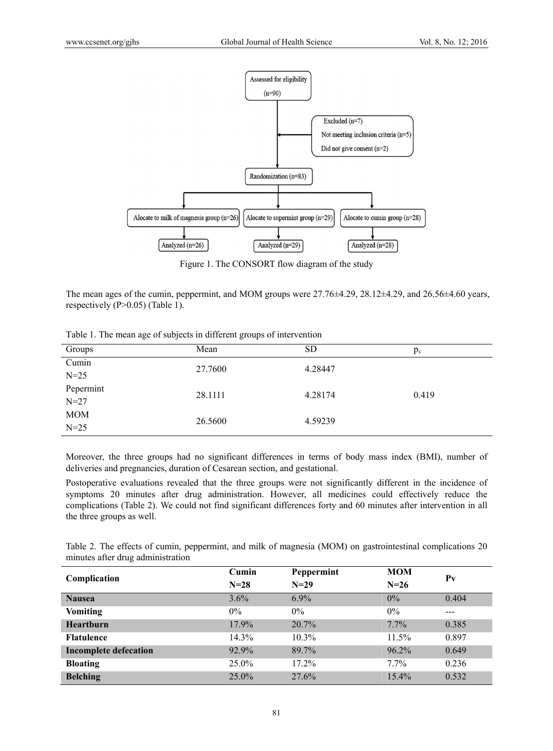Assessed for eligibility (n=90)

Excluded (n=7)
Not meeting inclusion criteria (n=5)
Did not give consent (n=2)

Randomization (n=83)

Alocate to milk of magnesia group (n=26) | Alocate to supermint group (n=29) | Alocate to cumin group (n=28)

Analyzed (n=26) | Analyzed (n=29) | Analyzed (n=28)

Figure 1. The CONSORT flow diagram of the study

The mean ages of the cumin, peppermint, and MOM groups were 27.76±4.29, 28.12±4.29, and 26.56±4.60 years, respectively (P>0.05) (Table 1).

Table 1. The mean age of subjects in different groups of intervention

| Groups | Mean | SD | $p_v$ |
|---|---|---|---|
| Cumin N=25 | 27.7600 | 4.28447 | 0.419 |
| Pepermint N=27 | 28.1111 | 4.28174 | |
| MOM N=25 | 26.5600 | 4.59239 | |

Moreover, the three groups had no significant differences in terms of body mass index (BMI), number of deliveries and pregnancies, duration of Cesarean section, and gestational.

Postoperative evaluations revealed that the three groups were not significantly different in the incidence of symptoms 20 minutes after drug administration. However, all medicines could effectively reduce the complications (Table 2). We could not find significant differences forty and 60 minutes after intervention in all the three groups as well.

Table 2. The effects of cumin, peppermint, and milk of magnesia (MOM) on gastrointestinal complications 20 minutes after drug administration

| **Complication** | **Cumin N=28** | **Peppermint N=29** | **MOM N=26** | **Pv** |
|---|---|---|---|---|
| **Nausea** | 3.6% | 6.9% | 0% | 0.404 |
| **Vomiting** | 0% | 0% | 0% | --- |
| **Heartburn** | 17.9% | 20.7% | 7.7% | 0.385 |
| **Flatulence** | 14.3% | 10.3% | 11.5% | 0.897 |
| **Incomplete defecation** | 92.9% | 89.7% | 96.2% | 0.649 |
| **Bloating** | 25.0% | 17.2% | 7.7% | 0.236 |
| **Belching** | 25.0% | 27.6% | 15.4% | 0.532 |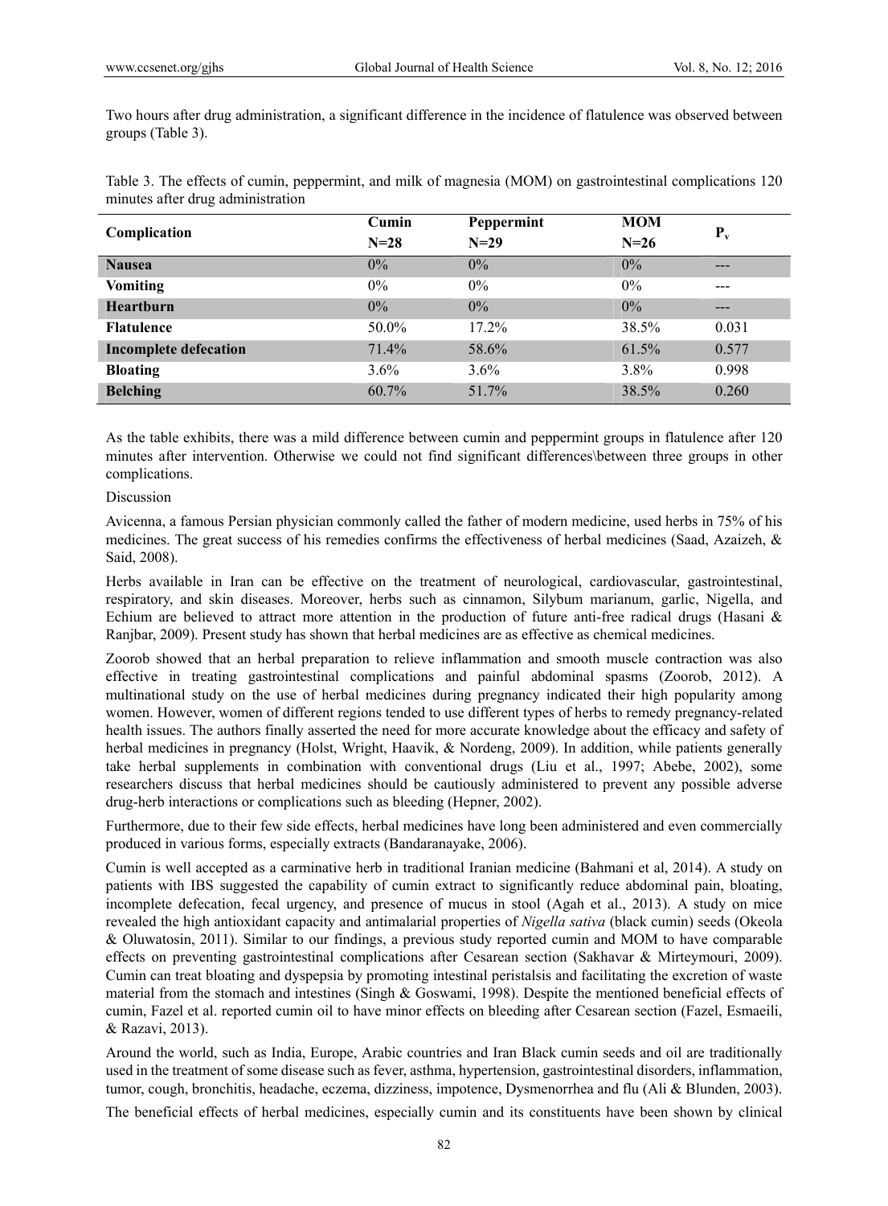Two hours after drug administration, a significant difference in the incidence of flatulence was observed between groups (Table 3).

Table 3. The effects of cumin, peppermint, and milk of magnesia (MOM) on gastrointestinal complications 120 minutes after drug administration

| Complication | Cumin N=28 | Peppermint N=29 | MOM N=26 | $P_v$ |
|---|---|---|---|---|
| **Nausea** | 0% | 0% | 0% | --- |
| **Vomiting** | 0% | 0% | 0% | --- |
| **Heartburn** | 0% | 0% | 0% | --- |
| **Flatulence** | 50.0% | 17.2% | 38.5% | 0.031 |
| **Incomplete defecation** | 71.4% | 58.6% | 61.5% | 0.577 |
| **Bloating** | 3.6% | 3.6% | 3.8% | 0.998 |
| **Belching** | 60.7% | 51.7% | 38.5% | 0.260 |

As the table exhibits, there was a mild difference between cumin and peppermint groups in flatulence after 120 minutes after intervention. Otherwise we could not find significant differences\between three groups in other complications.

## Discussion

Avicenna, a famous Persian physician commonly called the father of modern medicine, used herbs in 75% of his medicines. The great success of his remedies confirms the effectiveness of herbal medicines (Saad, Azaizeh, & Said, 2008).

Herbs available in Iran can be effective on the treatment of neurological, cardiovascular, gastrointestinal, respiratory, and skin diseases. Moreover, herbs such as cinnamon, Silybum marianum, garlic, Nigella, and Echium are believed to attract more attention in the production of future anti-free radical drugs (Hasani & Ranjbar, 2009). Present study has shown that herbal medicines are as effective as chemical medicines.

Zoorob showed that an herbal preparation to relieve inflammation and smooth muscle contraction was also effective in treating gastrointestinal complications and painful abdominal spasms (Zoorob, 2012). A multinational study on the use of herbal medicines during pregnancy indicated their high popularity among women. However, women of different regions tended to use different types of herbs to remedy pregnancy-related health issues. The authors finally asserted the need for more accurate knowledge about the efficacy and safety of herbal medicines in pregnancy (Holst, Wright, Haavik, & Nordeng, 2009). In addition, while patients generally take herbal supplements in combination with conventional drugs (Liu et al., 1997; Abebe, 2002), some researchers discuss that herbal medicines should be cautiously administered to prevent any possible adverse drug-herb interactions or complications such as bleeding (Hepner, 2002).

Furthermore, due to their few side effects, herbal medicines have long been administered and even commercially produced in various forms, especially extracts (Bandaranayake, 2006).

Cumin is well accepted as a carminative herb in traditional Iranian medicine (Bahmani et al, 2014). A study on patients with IBS suggested the capability of cumin extract to significantly reduce abdominal pain, bloating, incomplete defecation, fecal urgency, and presence of mucus in stool (Agah et al., 2013). A study on mice revealed the high antioxidant capacity and antimalarial properties of *Nigella sativa* (black cumin) seeds (Okeola & Oluwatosin, 2011). Similar to our findings, a previous study reported cumin and MOM to have comparable effects on preventing gastrointestinal complications after Cesarean section (Sakhavar & Mirteymouri, 2009). Cumin can treat bloating and dyspepsia by promoting intestinal peristalsis and facilitating the excretion of waste material from the stomach and intestines (Singh & Goswami, 1998). Despite the mentioned beneficial effects of cumin, Fazel et al. reported cumin oil to have minor effects on bleeding after Cesarean section (Fazel, Esmaeili, & Razavi, 2013).

Around the world, such as India, Europe, Arabic countries and Iran Black cumin seeds and oil are traditionally used in the treatment of some disease such as fever, asthma, hypertension, gastrointestinal disorders, inflammation, tumor, cough, bronchitis, headache, eczema, dizziness, impotence, Dysmenorrhea and flu (Ali & Blunden, 2003).

The beneficial effects of herbal medicines, especially cumin and its constituents have been shown by clinical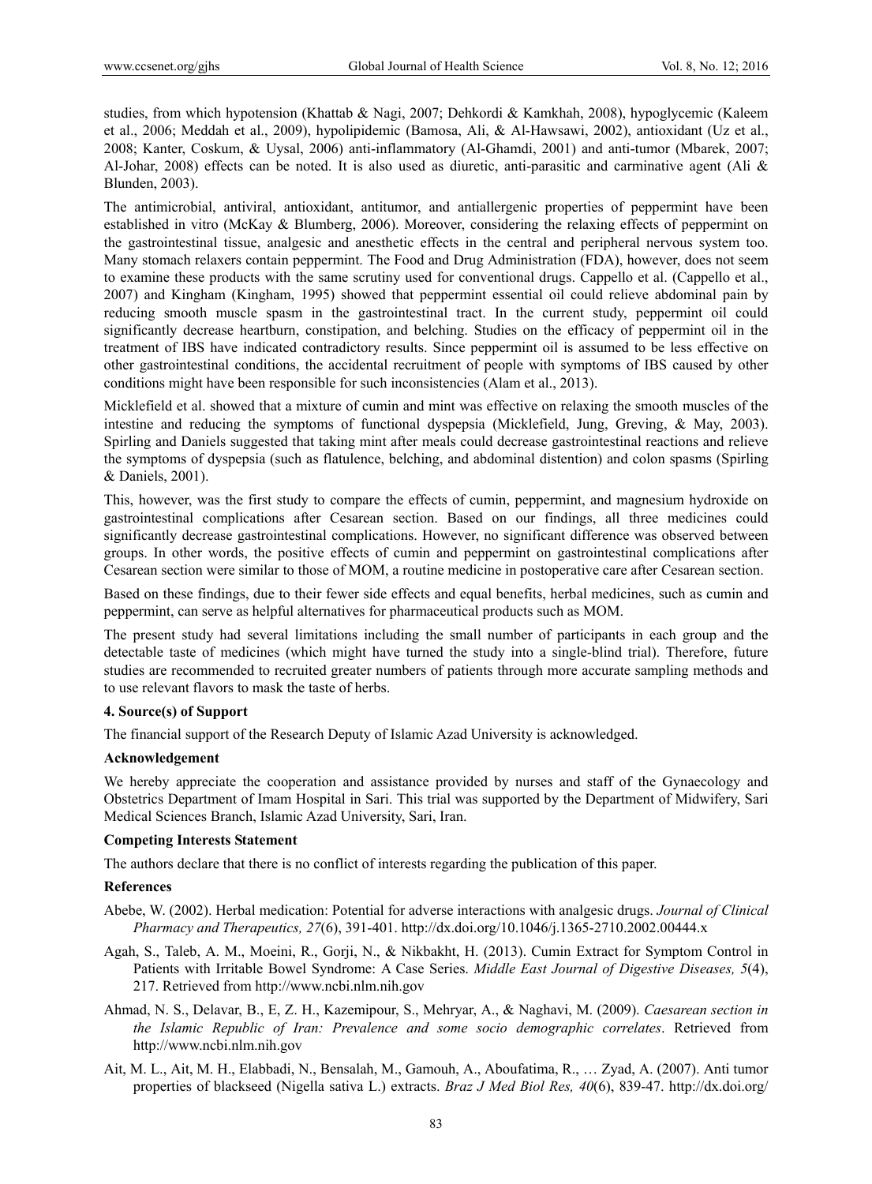studies, from which hypotension (Khattab & Nagi, 2007; Dehkordi & Kamkhah, 2008), hypoglycemic (Kaleem et al., 2006; Meddah et al., 2009), hypolipidemic (Bamosa, Ali, & Al-Hawsawi, 2002), antioxidant (Uz et al., 2008; Kanter, Coskum, & Uysal, 2006) anti-inflammatory (Al-Ghamdi, 2001) and anti-tumor (Mbarek, 2007; Al-Johar, 2008) effects can be noted. It is also used as diuretic, anti-parasitic and carminative agent (Ali & Blunden, 2003).

The antimicrobial, antiviral, antioxidant, antitumor, and antiallergenic properties of peppermint have been established in vitro (McKay & Blumberg, 2006). Moreover, considering the relaxing effects of peppermint on the gastrointestinal tissue, analgesic and anesthetic effects in the central and peripheral nervous system too. Many stomach relaxers contain peppermint. The Food and Drug Administration (FDA), however, does not seem to examine these products with the same scrutiny used for conventional drugs. Cappello et al. (Cappello et al., 2007) and Kingham (Kingham, 1995) showed that peppermint essential oil could relieve abdominal pain by reducing smooth muscle spasm in the gastrointestinal tract. In the current study, peppermint oil could significantly decrease heartburn, constipation, and belching. Studies on the efficacy of peppermint oil in the treatment of IBS have indicated contradictory results. Since peppermint oil is assumed to be less effective on other gastrointestinal conditions, the accidental recruitment of people with symptoms of IBS caused by other conditions might have been responsible for such inconsistencies (Alam et al., 2013).

Micklefield et al. showed that a mixture of cumin and mint was effective on relaxing the smooth muscles of the intestine and reducing the symptoms of functional dyspepsia (Micklefield, Jung, Greving, & May, 2003). Spirling and Daniels suggested that taking mint after meals could decrease gastrointestinal reactions and relieve the symptoms of dyspepsia (such as flatulence, belching, and abdominal distention) and colon spasms (Spirling & Daniels, 2001).

This, however, was the first study to compare the effects of cumin, peppermint, and magnesium hydroxide on gastrointestinal complications after Cesarean section. Based on our findings, all three medicines could significantly decrease gastrointestinal complications. However, no significant difference was observed between groups. In other words, the positive effects of cumin and peppermint on gastrointestinal complications after Cesarean section were similar to those of MOM, a routine medicine in postoperative care after Cesarean section.

Based on these findings, due to their fewer side effects and equal benefits, herbal medicines, such as cumin and peppermint, can serve as helpful alternatives for pharmaceutical products such as MOM.

The present study had several limitations including the small number of participants in each group and the detectable taste of medicines (which might have turned the study into a single-blind trial). Therefore, future studies are recommended to recruited greater numbers of patients through more accurate sampling methods and to use relevant flavors to mask the taste of herbs.

## 4. Source(s) of Support

The financial support of the Research Deputy of Islamic Azad University is acknowledged.

## Acknowledgement

We hereby appreciate the cooperation and assistance provided by nurses and staff of the Gynaecology and Obstetrics Department of Imam Hospital in Sari. This trial was supported by the Department of Midwifery, Sari Medical Sciences Branch, Islamic Azad University, Sari, Iran.

## Competing Interests Statement

The authors declare that there is no conflict of interests regarding the publication of this paper.

## References

Abebe, W. (2002). Herbal medication: Potential for adverse interactions with analgesic drugs. *Journal of Clinical Pharmacy and Therapeutics, 27*(6), 391-401. http://dx.doi.org/10.1046/j.1365-2710.2002.00444.x

Agah, S., Taleb, A. M., Moeini, R., Gorji, N., & Nikbakht, H. (2013). Cumin Extract for Symptom Control in Patients with Irritable Bowel Syndrome: A Case Series. *Middle East Journal of Digestive Diseases, 5*(4), 217. Retrieved from http://www.ncbi.nlm.nih.gov

Ahmad, N. S., Delavar, B., E, Z. H., Kazemipour, S., Mehryar, A., & Naghavi, M. (2009). *Caesarean section in the Islamic Republic of Iran: Prevalence and some socio demographic correlates*. Retrieved from http://www.ncbi.nlm.nih.gov

Ait, M. L., Ait, M. H., Elabbadi, N., Bensalah, M., Gamouh, A., Aboufatima, R., … Zyad, A. (2007). Anti tumor properties of blackseed (Nigella sativa L.) extracts. *Braz J Med Biol Res, 40*(6), 839-47. http://dx.doi.org/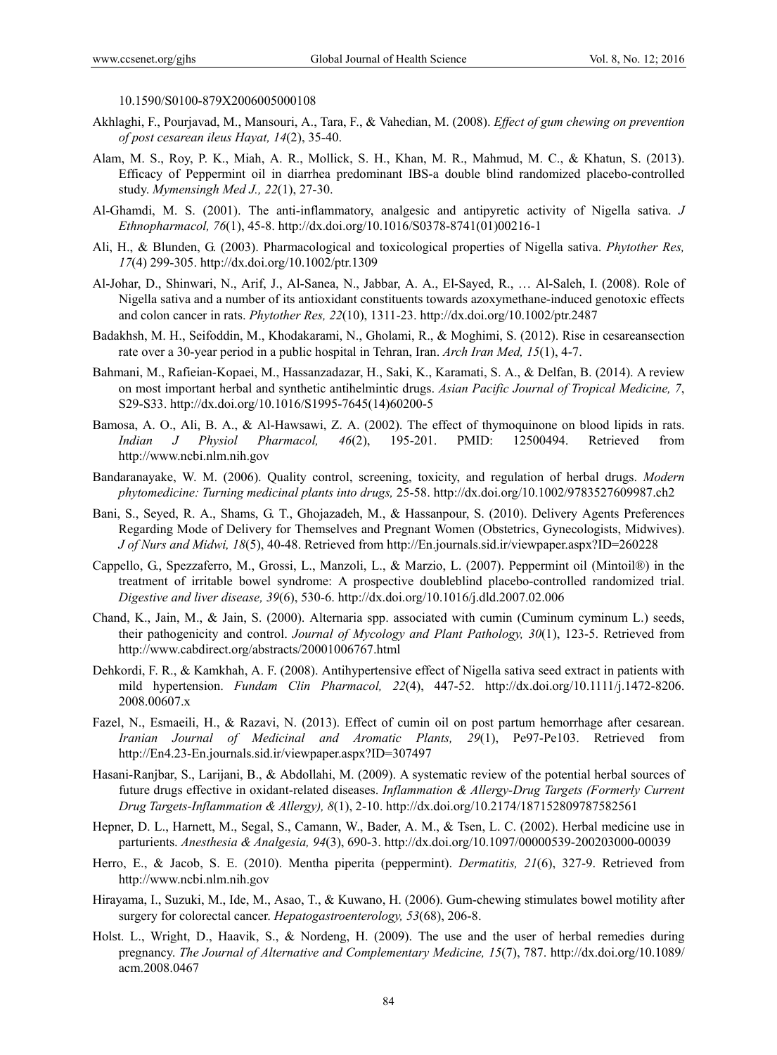10.1590/S0100-879X2006005000108

Akhlaghi, F., Pourjavad, M., Mansouri, A., Tara, F., & Vahedian, M. (2008). *Effect of gum chewing on prevention of post cesarean ileus Hayat, 14*(2), 35-40.

Alam, M. S., Roy, P. K., Miah, A. R., Mollick, S. H., Khan, M. R., Mahmud, M. C., & Khatun, S. (2013). Efficacy of Peppermint oil in diarrhea predominant IBS-a double blind randomized placebo-controlled study. *Mymensingh Med J., 22*(1), 27-30.

Al-Ghamdi, M. S. (2001). The anti-inflammatory, analgesic and antipyretic activity of Nigella sativa. *J Ethnopharmacol, 76*(1), 45-8. http://dx.doi.org/10.1016/S0378-8741(01)00216-1

Ali, H., & Blunden, G. (2003). Pharmacological and toxicological properties of Nigella sativa. *Phytother Res, 17*(4) 299-305. http://dx.doi.org/10.1002/ptr.1309

Al-Johar, D., Shinwari, N., Arif, J., Al-Sanea, N., Jabbar, A. A., El-Sayed, R., … Al-Saleh, I. (2008). Role of Nigella sativa and a number of its antioxidant constituents towards azoxymethane-induced genotoxic effects and colon cancer in rats. *Phytother Res, 22*(10), 1311-23. http://dx.doi.org/10.1002/ptr.2487

Badakhsh, M. H., Seifoddin, M., Khodakarami, N., Gholami, R., & Moghimi, S. (2012). Rise in cesareansection rate over a 30-year period in a public hospital in Tehran, Iran. *Arch Iran Med, 15*(1), 4-7.

Bahmani, M., Rafieian-Kopaei, M., Hassanzadazar, H., Saki, K., Karamati, S. A., & Delfan, B. (2014). A review on most important herbal and synthetic antihelmintic drugs. *Asian Pacific Journal of Tropical Medicine, 7*, S29-S33. http://dx.doi.org/10.1016/S1995-7645(14)60200-5

Bamosa, A. O., Ali, B. A., & Al-Hawsawi, Z. A. (2002). The effect of thymoquinone on blood lipids in rats. *Indian J Physiol Pharmacol, 46*(2), 195-201. PMID: 12500494. Retrieved from http://www.ncbi.nlm.nih.gov

Bandaranayake, W. M. (2006). Quality control, screening, toxicity, and regulation of herbal drugs. *Modern phytomedicine: Turning medicinal plants into drugs,* 25-58. http://dx.doi.org/10.1002/9783527609987.ch2

Bani, S., Seyed, R. A., Shams, G. T., Ghojazadeh, M., & Hassanpour, S. (2010). Delivery Agents Preferences Regarding Mode of Delivery for Themselves and Pregnant Women (Obstetrics, Gynecologists, Midwives). *J of Nurs and Midwi, 18*(5), 40-48. Retrieved from http://En.journals.sid.ir/viewpaper.aspx?ID=260228

Cappello, G., Spezzaferro, M., Grossi, L., Manzoli, L., & Marzio, L. (2007). Peppermint oil (Mintoil®) in the treatment of irritable bowel syndrome: A prospective doubleblind placebo-controlled randomized trial. *Digestive and liver disease, 39*(6), 530-6. http://dx.doi.org/10.1016/j.dld.2007.02.006

Chand, K., Jain, M., & Jain, S. (2000). Alternaria spp. associated with cumin (Cuminum cyminum L.) seeds, their pathogenicity and control. *Journal of Mycology and Plant Pathology, 30*(1), 123-5. Retrieved from http://www.cabdirect.org/abstracts/20001006767.html

Dehkordi, F. R., & Kamkhah, A. F. (2008). Antihypertensive effect of Nigella sativa seed extract in patients with mild hypertension. *Fundam Clin Pharmacol, 22*(4), 447-52. http://dx.doi.org/10.1111/j.1472-8206.2008.00607.x

Fazel, N., Esmaeili, H., & Razavi, N. (2013). Effect of cumin oil on post partum hemorrhage after cesarean. *Iranian Journal of Medicinal and Aromatic Plants, 29*(1), Pe97-Pe103. Retrieved from http://En4.23-En.journals.sid.ir/viewpaper.aspx?ID=307497

Hasani-Ranjbar, S., Larijani, B., & Abdollahi, M. (2009). A systematic review of the potential herbal sources of future drugs effective in oxidant-related diseases. *Inflammation & Allergy-Drug Targets (Formerly Current Drug Targets-Inflammation & Allergy), 8*(1), 2-10. http://dx.doi.org/10.2174/187152809787582561

Hepner, D. L., Harnett, M., Segal, S., Camann, W., Bader, A. M., & Tsen, L. C. (2002). Herbal medicine use in parturients. *Anesthesia & Analgesia, 94*(3), 690-3. http://dx.doi.org/10.1097/00000539-200203000-00039

Herro, E., & Jacob, S. E. (2010). Mentha piperita (peppermint). *Dermatitis, 21*(6), 327-9. Retrieved from http://www.ncbi.nlm.nih.gov

Hirayama, I., Suzuki, M., Ide, M., Asao, T., & Kuwano, H. (2006). Gum-chewing stimulates bowel motility after surgery for colorectal cancer. *Hepatogastroenterology, 53*(68), 206-8.

Holst. L., Wright, D., Haavik, S., & Nordeng, H. (2009). The use and the user of herbal remedies during pregnancy. *The Journal of Alternative and Complementary Medicine, 15*(7), 787. http://dx.doi.org/10.1089/acm.2008.0467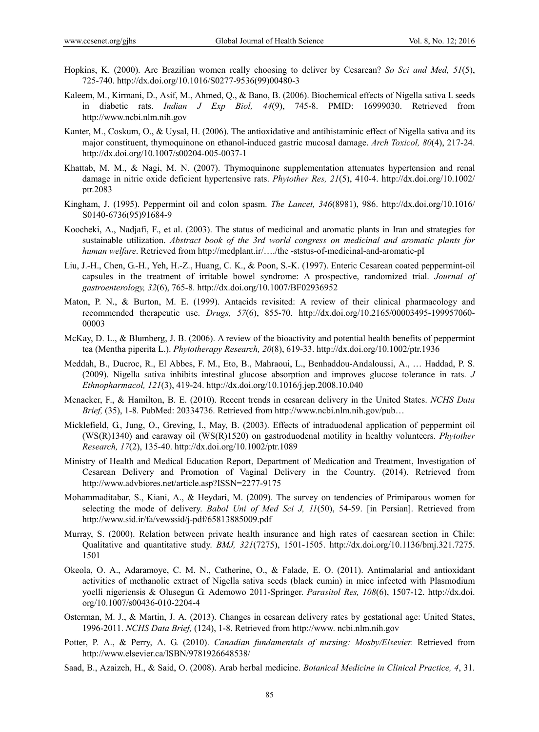Hopkins, K. (2000). Are Brazilian women really choosing to deliver by Cesarean? *So Sci and Med, 51*(5), 725-740. http://dx.doi.org/10.1016/S0277-9536(99)00480-3

Kaleem, M., Kirmani, D., Asif, M., Ahmed, Q., & Bano, B. (2006). Biochemical effects of Nigella sativa L seeds in diabetic rats. *Indian J Exp Biol, 44*(9), 745-8. PMID: 16999030. Retrieved from http://www.ncbi.nlm.nih.gov

Kanter, M., Coskum, O., & Uysal, H. (2006). The antioxidative and antihistaminic effect of Nigella sativa and its major constituent, thymoquinone on ethanol-induced gastric mucosal damage. *Arch Toxicol, 80*(4), 217-24. http://dx.doi.org/10.1007/s00204-005-0037-1

Khattab, M. M., & Nagi, M. N. (2007). Thymoquinone supplementation attenuates hypertension and renal damage in nitric oxide deficient hypertensive rats. *Phytother Res, 21*(5), 410-4. http://dx.doi.org/10.1002/ptr.2083

Kingham, J. (1995). Peppermint oil and colon spasm. *The Lancet, 346*(8981), 986. http://dx.doi.org/10.1016/S0140-6736(95)91684-9

Koocheki, A., Nadjafi, F., et al. (2003). The status of medicinal and aromatic plants in Iran and strategies for sustainable utilization. *Abstract book of the 3rd world congress on medicinal and aromatic plants for human welfare*. Retrieved from http://medplant.ir/…./the -ststus-of-medicinal-and-aromatic-pI

Liu, J.-H., Chen, G.-H., Yeh, H.-Z., Huang, C. K., & Poon, S.-K. (1997). Enteric Cesarean coated peppermint-oil capsules in the treatment of irritable bowel syndrome: A prospective, randomized trial. *Journal of gastroenterology, 32*(6), 765-8. http://dx.doi.org/10.1007/BF02936952

Maton, P. N., & Burton, M. E. (1999). Antacids revisited: A review of their clinical pharmacology and recommended therapeutic use. *Drugs, 57*(6), 855-70. http://dx.doi.org/10.2165/00003495-199957060-00003

McKay, D. L., & Blumberg, J. B. (2006). A review of the bioactivity and potential health benefits of peppermint tea (Mentha piperita L.). *Phytotherapy Research, 20*(8), 619-33. http://dx.doi.org/10.1002/ptr.1936

Meddah, B., Ducroc, R., El Abbes, F. M., Eto, B., Mahraoui, L., Benhaddou-Andaloussi, A., … Haddad, P. S. (2009). Nigella sativa inhibits intestinal glucose absorption and improves glucose tolerance in rats. *J Ethnopharmacol, 121*(3), 419-24. http://dx.doi.org/10.1016/j.jep.2008.10.040

Menacker, F., & Hamilton, B. E. (2010). Recent trends in cesarean delivery in the United States. *NCHS Data Brief,* (35), 1-8. PubMed: 20334736. Retrieved from http://www.ncbi.nlm.nih.gov/pub…

Micklefield, G., Jung, O., Greving, I., May, B. (2003). Effects of intraduodenal application of peppermint oil (WS(R)1340) and caraway oil (WS(R)1520) on gastroduodenal motility in healthy volunteers. *Phytother Research, 17*(2), 135-40. http://dx.doi.org/10.1002/ptr.1089

Ministry of Health and Medical Education Report, Department of Medication and Treatment, Investigation of Cesarean Delivery and Promotion of Vaginal Delivery in the Country. (2014). Retrieved from http://www.advbiores.net/article.asp?ISSN=2277-9175

Mohammaditabar, S., Kiani, A., & Heydari, M. (2009). The survey on tendencies of Primiparous women for selecting the mode of delivery. *Babol Uni of Med Sci J, 11*(50), 54-59. [in Persian]. Retrieved from http://www.sid.ir/fa/vewssid/j-pdf/65813885009.pdf

Murray, S. (2000). Relation between private health insurance and high rates of caesarean section in Chile: Qualitative and quantitative study. *BMJ, 321*(7275), 1501-1505. http://dx.doi.org/10.1136/bmj.321.7275.1501

Okeola, O. A., Adaramoye, C. M. N., Catherine, O., & Falade, E. O. (2011). Antimalarial and antioxidant activities of methanolic extract of Nigella sativa seeds (black cumin) in mice infected with Plasmodium yoelli nigeriensis & Olusegun G. Ademowo 2011-Springer. *Parasitol Res, 108*(6), 1507-12. http://dx.doi.org/10.1007/s00436-010-2204-4

Osterman, M. J., & Martin, J. A. (2013). Changes in cesarean delivery rates by gestational age: United States, 1996-2011. *NCHS Data Brief,* (124), 1-8. Retrieved from http://www. ncbi.nlm.nih.gov

Potter, P. A., & Perry, A. G. (2010). *Canadian fundamentals of nursing: Mosby/Elsevier.* Retrieved from http://www.elsevier.ca/ISBN/9781926648538/

Saad, B., Azaizeh, H., & Said, O. (2008). Arab herbal medicine. *Botanical Medicine in Clinical Practice, 4*, 31.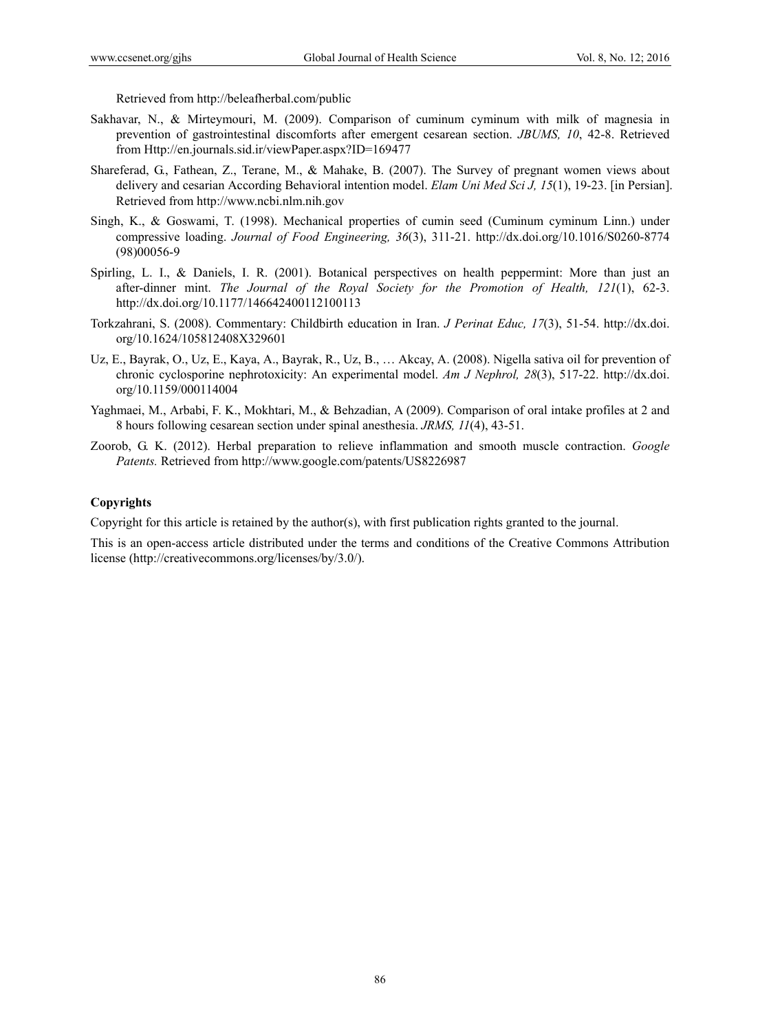Retrieved from http://beleafherbal.com/public

Sakhavar, N., & Mirteymouri, M. (2009). Comparison of cuminum cyminum with milk of magnesia in prevention of gastrointestinal discomforts after emergent cesarean section. *JBUMS, 10*, 42-8. Retrieved from Http://en.journals.sid.ir/viewPaper.aspx?ID=169477

Shareferad, G., Fathean, Z., Terane, M., & Mahake, B. (2007). The Survey of pregnant women views about delivery and cesarian According Behavioral intention model. *Elam Uni Med Sci J, 15*(1), 19-23. [in Persian]. Retrieved from http://www.ncbi.nlm.nih.gov

Singh, K., & Goswami, T. (1998). Mechanical properties of cumin seed (Cuminum cyminum Linn.) under compressive loading. *Journal of Food Engineering, 36*(3), 311-21. http://dx.doi.org/10.1016/S0260-8774(98)00056-9

Spirling, L. I., & Daniels, I. R. (2001). Botanical perspectives on health peppermint: More than just an after-dinner mint. *The Journal of the Royal Society for the Promotion of Health, 121*(1), 62-3. http://dx.doi.org/10.1177/146642400112100113

Torkzahrani, S. (2008). Commentary: Childbirth education in Iran. *J Perinat Educ, 17*(3), 51-54. http://dx.doi.org/10.1624/105812408X329601

Uz, E., Bayrak, O., Uz, E., Kaya, A., Bayrak, R., Uz, B., … Akcay, A. (2008). Nigella sativa oil for prevention of chronic cyclosporine nephrotoxicity: An experimental model. *Am J Nephrol, 28*(3), 517-22. http://dx.doi.org/10.1159/000114004

Yaghmaei, M., Arbabi, F. K., Mokhtari, M., & Behzadian, A (2009). Comparison of oral intake profiles at 2 and 8 hours following cesarean section under spinal anesthesia. *JRMS, 11*(4), 43-51.

Zoorob, G. K. (2012). Herbal preparation to relieve inflammation and smooth muscle contraction. *Google Patents.* Retrieved from http://www.google.com/patents/US8226987

## Copyrights

Copyright for this article is retained by the author(s), with first publication rights granted to the journal.

This is an open-access article distributed under the terms and conditions of the Creative Commons Attribution license (http://creativecommons.org/licenses/by/3.0/).